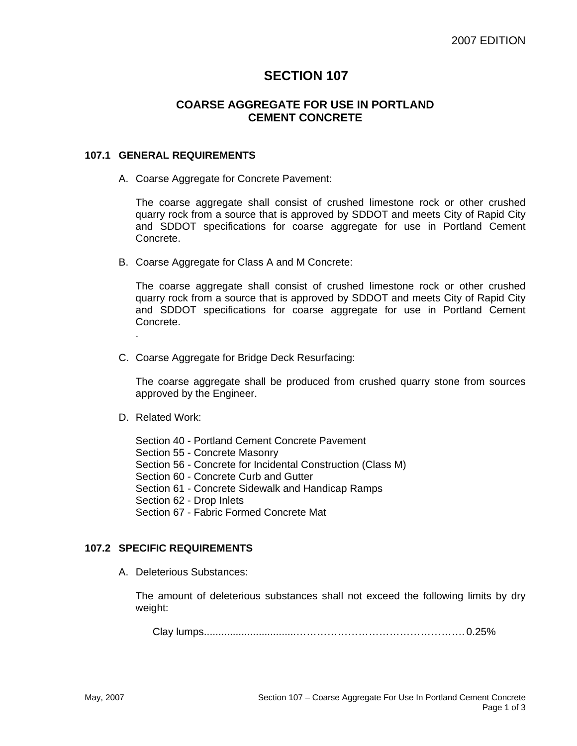# SECTION 107

## COARSE AGGREGATE FOR USE IN PORTLAND CEMENT CONCRETE

### 107.1 GENERAL REQUIREMENTS

A. Coarse Aggregate for Concrete Pavement:

The coarse aggregate shall consist of crushed limestone rock or other crushed quarry rock from a source that is approved by SDDOT and meets City of Rapid City and SDDOT specifications for coarse aggregate for use in Portland Cement Concrete.

B. Coarse Aggregate for Class A and M Concrete:

The coarse aggregate shall consist of crushed limestone rock or other crushed quarry rock from a source that is approved by SDDOT and meets City of Rapid City and SDDOT specifications for coarse aggregate for use in Portland Cement Concrete.
.

C. Coarse Aggregate for Bridge Deck Resurfacing:

The coarse aggregate shall be produced from crushed quarry stone from sources approved by the Engineer.

D. Related Work:

Section 40 - Portland Cement Concrete Pavement
Section 55 - Concrete Masonry
Section 56 - Concrete for Incidental Construction (Class M)
Section 60 - Concrete Curb and Gutter
Section 61 - Concrete Sidewalk and Handicap Ramps
Section 62 - Drop Inlets
Section 67 - Fabric Formed Concrete Mat

### 107.2 SPECIFIC REQUIREMENTS

A. Deleterious Substances:

The amount of deleterious substances shall not exceed the following limits by dry weight:

Clay lumps.................................…………………………………………. 0.25%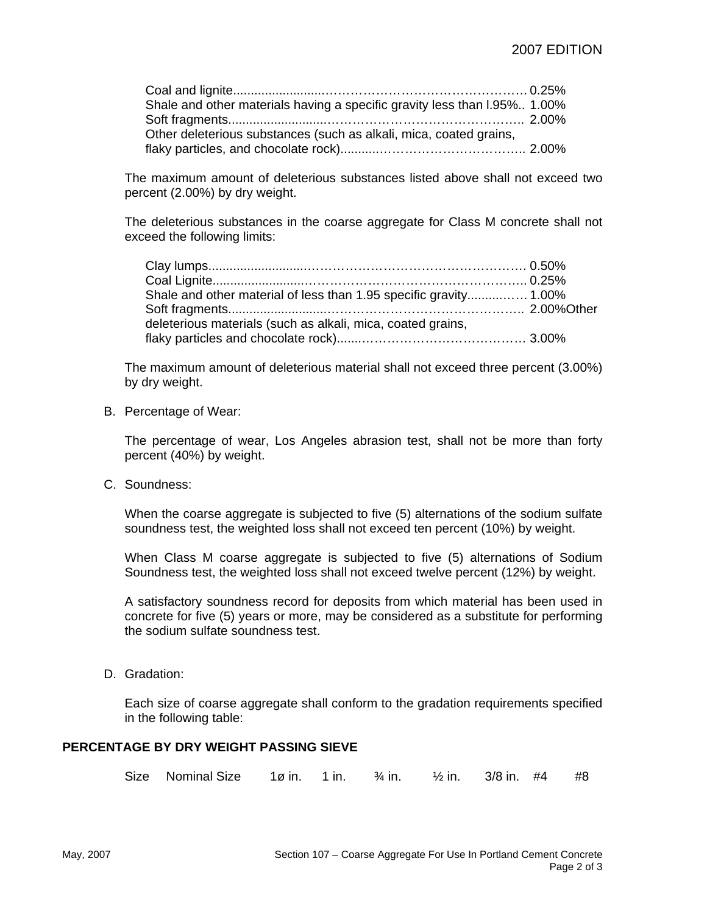Coal and lignite......................................................................... 0.25%
Shale and other materials having a specific gravity less than l.95%.. 1.00%
Soft fragments.......................................................................... 2.00%
Other deleterious substances (such as alkali, mica, coated grains, flaky particles, and chocolate rock)............................................. 2.00%

The maximum amount of deleterious substances listed above shall not exceed two percent (2.00%) by dry weight.

The deleterious substances in the coarse aggregate for Class M concrete shall not exceed the following limits:

Clay lumps................................................................................ 0.50%
Coal Lignite.............................................................................. 0.25%
Shale and other material of less than 1.95 specific gravity.............. 1.00%
Soft fragments.......................................................................... 2.00%
Other deleterious materials (such as alkali, mica, coated grains, flaky particles and chocolate rock)........................................... 3.00%

The maximum amount of deleterious material shall not exceed three percent (3.00%) by dry weight.

B. Percentage of Wear:

The percentage of wear, Los Angeles abrasion test, shall not be more than forty percent (40%) by weight.

C. Soundness:

When the coarse aggregate is subjected to five (5) alternations of the sodium sulfate soundness test, the weighted loss shall not exceed ten percent (10%) by weight.

When Class M coarse aggregate is subjected to five (5) alternations of Sodium Soundness test, the weighted loss shall not exceed twelve percent (12%) by weight.

A satisfactory soundness record for deposits from which material has been used in concrete for five (5) years or more, may be considered as a substitute for performing the sodium sulfate soundness test.

D. Gradation:

Each size of coarse aggregate shall conform to the gradation requirements specified in the following table:

**PERCENTAGE BY DRY WEIGHT PASSING SIEVE**

| Size | Nominal Size | 1ø in. | 1 in. | ¾ in. | ½ in. | 3/8 in. | #4 | #8 |
|---|---|---|---|---|---|---|---|---|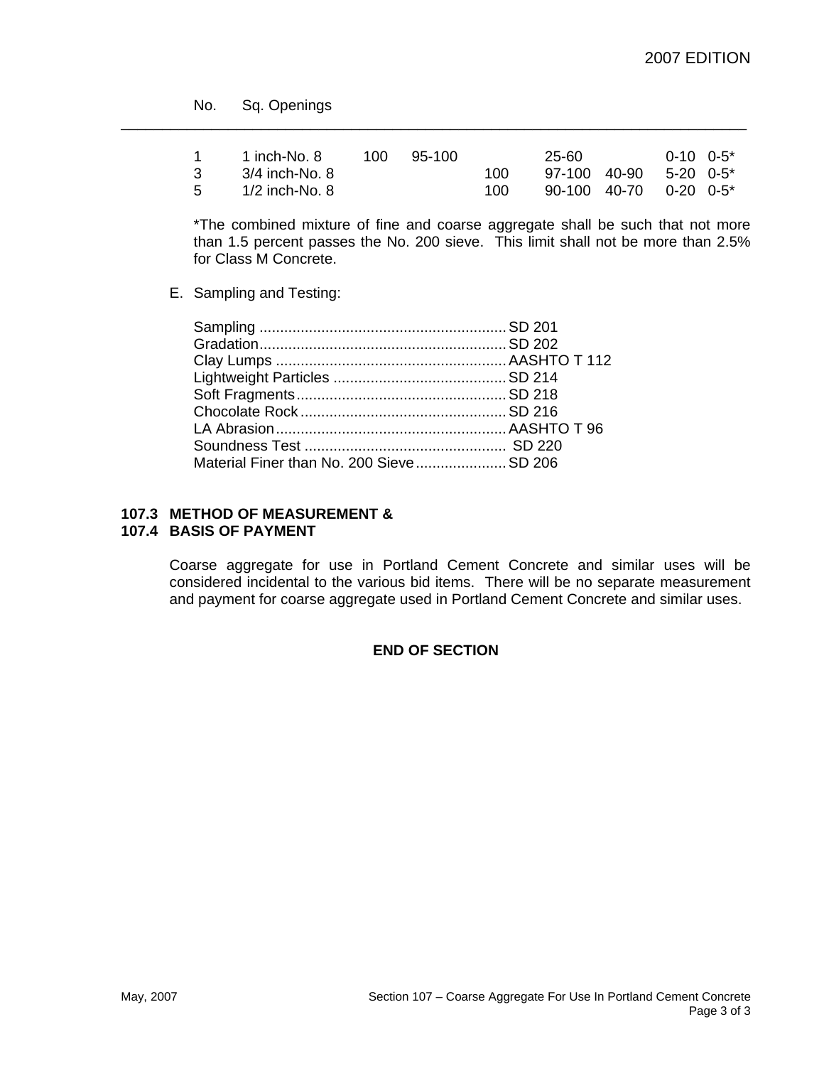| No. | Sq. Openings | | | | | | | |
|---|---|---|---|---|---|---|---|---|
| 1 | 1 inch-No. 8 | 100 | 95-100 | | 25-60 | | 0-10 | 0-5* |
| 3 | 3/4 inch-No. 8 | | | 100 | 97-100 | 40-90 | 5-20 | 0-5* |
| 5 | 1/2 inch-No. 8 | | | 100 | 90-100 | 40-70 | 0-20 | 0-5* |

*The combined mixture of fine and coarse aggregate shall be such that not more than 1.5 percent passes the No. 200 sieve. This limit shall not be more than 2.5% for Class M Concrete.

E. Sampling and Testing:

| | |
|---|---|
| Sampling | SD 201 |
| Gradation | SD 202 |
| Clay Lumps | AASHTO T 112 |
| Lightweight Particles | SD 214 |
| Soft Fragments | SD 218 |
| Chocolate Rock | SD 216 |
| LA Abrasion | AASHTO T 96 |
| Soundness Test | SD 220 |
| Material Finer than No. 200 Sieve | SD 206 |

## 107.3 METHOD OF MEASUREMENT &
## 107.4 BASIS OF PAYMENT

Coarse aggregate for use in Portland Cement Concrete and similar uses will be considered incidental to the various bid items. There will be no separate measurement and payment for coarse aggregate used in Portland Cement Concrete and similar uses.

**END OF SECTION**